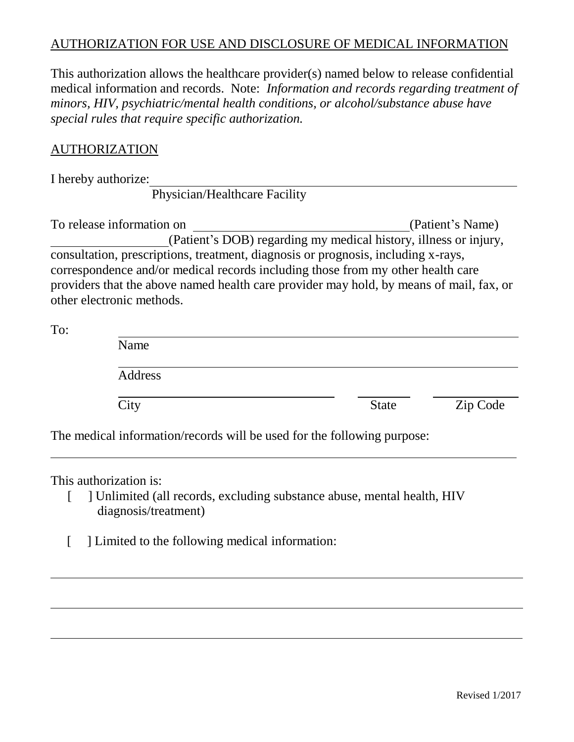AUTHORIZATION FOR USE AND DISCLOSURE OF MEDICAL INFORMATION

This authorization allows the healthcare provider(s) named below to release confidential medical information and records. Note: *Information and records regarding treatment of minors, HIV, psychiatric/mental health conditions, or alcohol/substance abuse have special rules that require specific authorization.*

AUTHORIZATION

I hereby authorize: ______________________________________________
Physician/Healthcare Facility

To release information on ________________________________(Patient's Name) __________________(Patient's DOB) regarding my medical history, illness or injury, consultation, prescriptions, treatment, diagnosis or prognosis, including x-rays, correspondence and/or medical records including those from my other health care providers that the above named health care provider may hold, by means of mail, fax, or other electronic methods.

To:

______________________________________________
Name

______________________________________________
Address

______________________________ ________ __________
City State Zip Code

The medical information/records will be used for the following purpose:

______________________________________________

This authorization is:

[ ] Unlimited (all records, excluding substance abuse, mental health, HIV diagnosis/treatment)

[ ] Limited to the following medical information:

______________________________________________

______________________________________________

______________________________________________

Revised 1/2017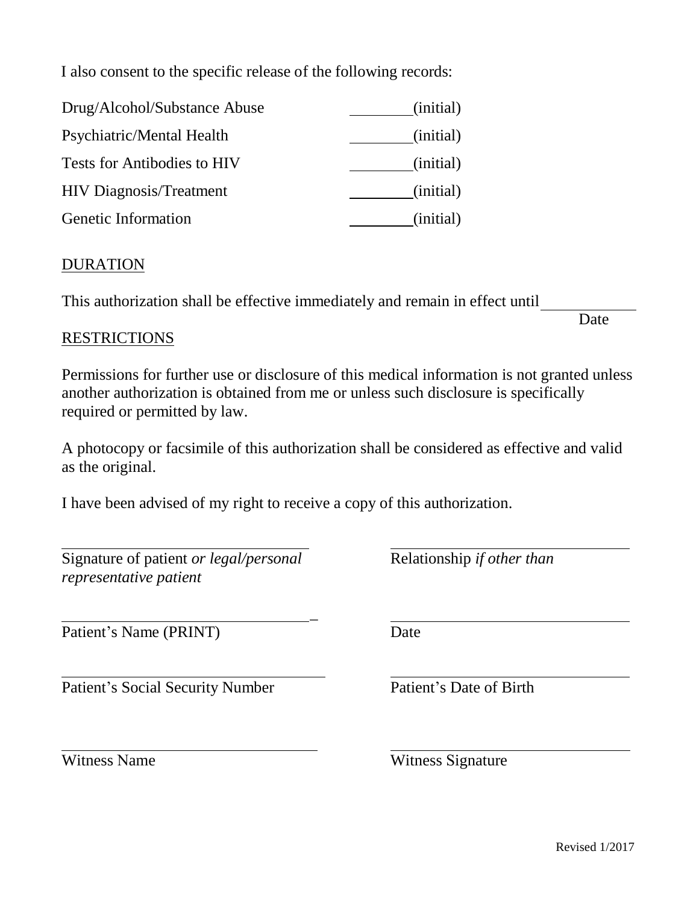I also consent to the specific release of the following records:

| | |
|---|---|
| Drug/Alcohol/Substance Abuse | ________(initial) |
| Psychiatric/Mental Health | ________(initial) |
| Tests for Antibodies to HIV | ________(initial) |
| HIV Diagnosis/Treatment | ________(initial) |
| Genetic Information | ________(initial) |

## DURATION

This authorization shall be effective immediately and remain in effect until ____________
Date

## RESTRICTIONS

Permissions for further use or disclosure of this medical information is not granted unless another authorization is obtained from me or unless such disclosure is specifically required or permitted by law.

A photocopy or facsimile of this authorization shall be considered as effective and valid as the original.

I have been advised of my right to receive a copy of this authorization.

| | |
|---|---|
| ______________________________ | ______________________________ |
| Signature of patient *or legal/personal representative patient* | Relationship *if other than* |
| ______________________________ | ______________________________ |
| Patient's Name (PRINT) | Date |
| ______________________________ | ______________________________ |
| Patient's Social Security Number | Patient's Date of Birth |
| ______________________________ | ______________________________ |
| Witness Name | Witness Signature |

Revised 1/2017